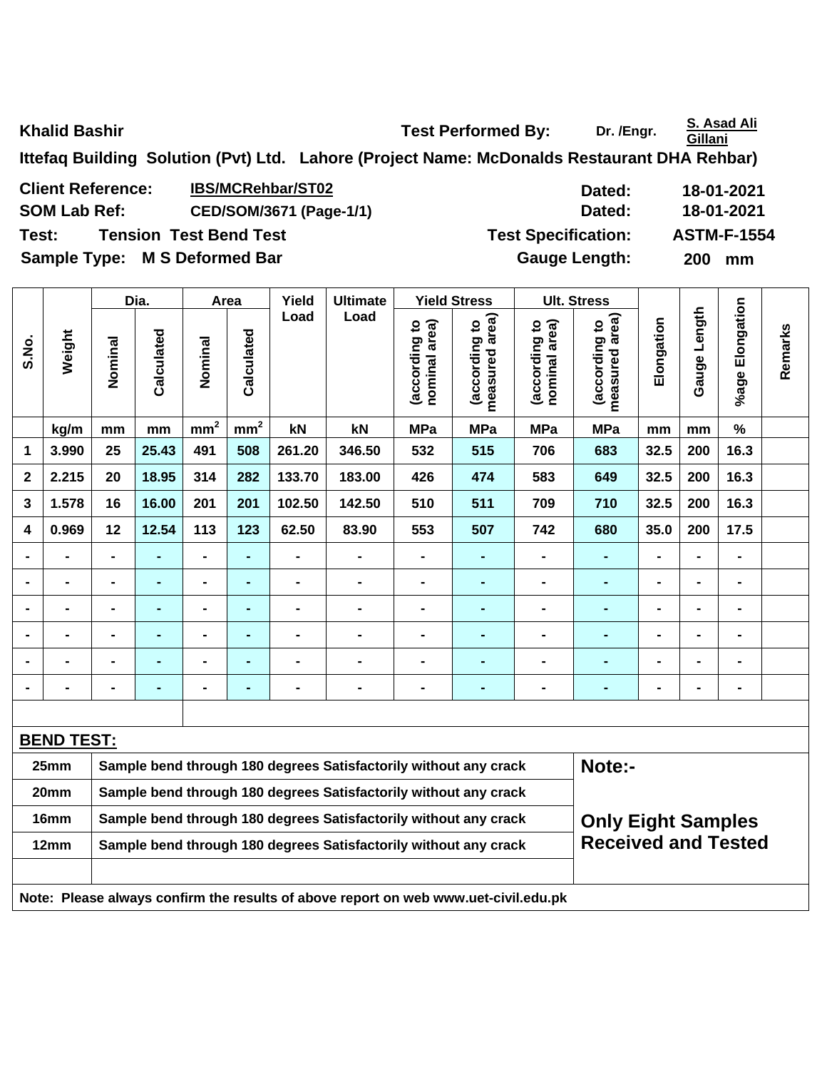**Khalid Bashir** **Test Performed By:** Dr. /Engr. **S. Asad Ali Gillani**

**Ittefaq Building Solution (Pvt) Ltd. Lahore (Project Name: McDonalds Restaurant DHA Rehbar)**

| | | | |
|---|---|---|---|
| **Client Reference:** | **IBS/MCRehbar/ST02** | **Dated:** | **18-01-2021** |
| **SOM Lab Ref:** | **CED/SOM/3671 (Page-1/1)** | **Dated:** | **18-01-2021** |
| **Test:** | **Tension Test Bend Test** | **Test Specification:** | **ASTM-F-1554** |
| **Sample Type:** | **M S Deformed Bar** | **Gauge Length:** | **200 mm** |

| S.No. | Weight | Dia. | | Area | | Yield Load | Ultimate Load | Yield Stress | | Ult. Stress | | Elongation | Gauge Length | %age Elongation | Remarks |
|---|---|---|---|---|---|---|---|---|---|---|---|---|---|---|---|
| | | Nominal | Calculated | Nominal | Calculated | | | (according to nominal area) | (according to measured area) | (according to nominal area) | (according to measured area) | | | | |
| | kg/m | mm | mm | $mm^2$ | $mm^2$ | kN | kN | MPa | MPa | MPa | MPa | mm | mm | % | |
| 1 | 3.990 | 25 | 25.43 | 491 | 508 | 261.20 | 346.50 | 532 | 515 | 706 | 683 | 32.5 | 200 | 16.3 | |
| 2 | 2.215 | 20 | 18.95 | 314 | 282 | 133.70 | 183.00 | 426 | 474 | 583 | 649 | 32.5 | 200 | 16.3 | |
| 3 | 1.578 | 16 | 16.00 | 201 | 201 | 102.50 | 142.50 | 510 | 511 | 709 | 710 | 32.5 | 200 | 16.3 | |
| 4 | 0.969 | 12 | 12.54 | 113 | 123 | 62.50 | 83.90 | 553 | 507 | 742 | 680 | 35.0 | 200 | 17.5 | |
| - | - | - | - | - | - | - | - | - | - | - | - | - | - | - | |
| - | - | - | - | - | - | - | - | - | - | - | - | - | - | - | |
| - | - | - | - | - | - | - | - | - | - | - | - | - | - | - | |
| - | - | - | - | - | - | - | - | - | - | - | - | - | - | - | |
| - | - | - | - | - | - | - | - | - | - | - | - | - | - | - | |
| - | - | - | - | - | - | - | - | - | - | - | - | - | - | - | |

**BEND TEST:**

| | | |
|---|---|---|
| 25mm | Sample bend through 180 degrees Satisfactorily without any crack | **Note:-** |
| 20mm | Sample bend through 180 degrees Satisfactorily without any crack | |
| 16mm | Sample bend through 180 degrees Satisfactorily without any crack | **Only Eight Samples Received and Tested** |
| 12mm | Sample bend through 180 degrees Satisfactorily without any crack | |

**Note: Please always confirm the results of above report on web www.uet-civil.edu.pk**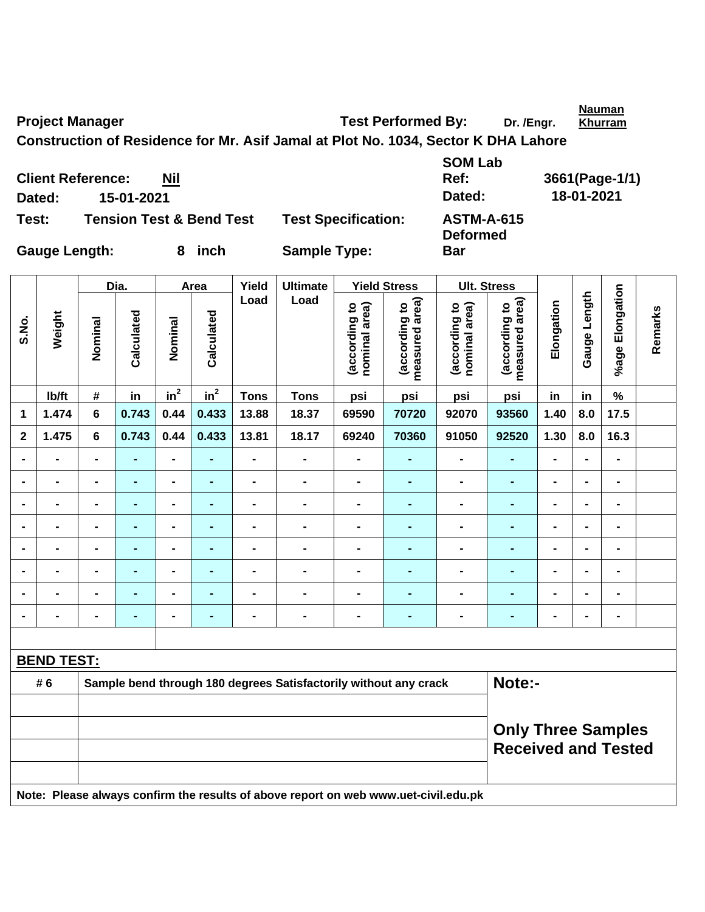**Project Manager** | **Test Performed By:** Dr. /Engr. **Nauman Khurram**

**Construction of Residence for Mr. Asif Jamal at Plot No. 1034, Sector K DHA Lahore**

**Client Reference:** Nil | **SOM Lab Ref:** 3661(Page-1/1)

**Dated:** 15-01-2021 | **Dated:** 18-01-2021

**Test:** Tension Test & Bend Test | **Test Specification:** ASTM-A-615

**Gauge Length:** 8 inch | **Sample Type:** Deformed Bar

| S.No. | Weight | Dia. | | Area | | Yield Load | Ultimate Load | Yield Stress | | Ult. Stress | | Elongation | Gauge Length | %age Elongation | Remarks |
|---|---|---|---|---|---|---|---|---|---|---|---|---|---|---|---|
| | | Nominal | Calculated | Nominal | Calculated | | | (according to nominal area) | (according to measured area) | (according to nominal area) | (according to measured area) | | | | |
| | lb/ft | # | in | $in^2$ | $in^2$ | Tons | Tons | psi | psi | psi | psi | in | in | % | |
| 1 | 1.474 | 6 | 0.743 | 0.44 | 0.433 | 13.88 | 18.37 | 69590 | 70720 | 92070 | 93560 | 1.40 | 8.0 | 17.5 | |
| 2 | 1.475 | 6 | 0.743 | 0.44 | 0.433 | 13.81 | 18.17 | 69240 | 70360 | 91050 | 92520 | 1.30 | 8.0 | 16.3 | |
| - | - | - | - | - | - | - | - | - | - | - | - | - | - | - | |
| - | - | - | - | - | - | - | - | - | - | - | - | - | - | - | |
| - | - | - | - | - | - | - | - | - | - | - | - | - | - | - | |
| - | - | - | - | - | - | - | - | - | - | - | - | - | - | - | |
| - | - | - | - | - | - | - | - | - | - | - | - | - | - | - | |
| - | - | - | - | - | - | - | - | - | - | - | - | - | - | - | |
| - | - | - | - | - | - | - | - | - | - | - | - | - | - | - | |
| - | - | - | - | - | - | - | - | - | - | - | - | - | - | - | |

**BEND TEST:**

| | | |
|---|---|---|
| # 6 | Sample bend through 180 degrees Satisfactorily without any crack | **Note:-** |
| | | |
| | | **Only Three Samples Received and Tested** |
| | | |
| | | |

**Note: Please always confirm the results of above report on web www.uet-civil.edu.pk**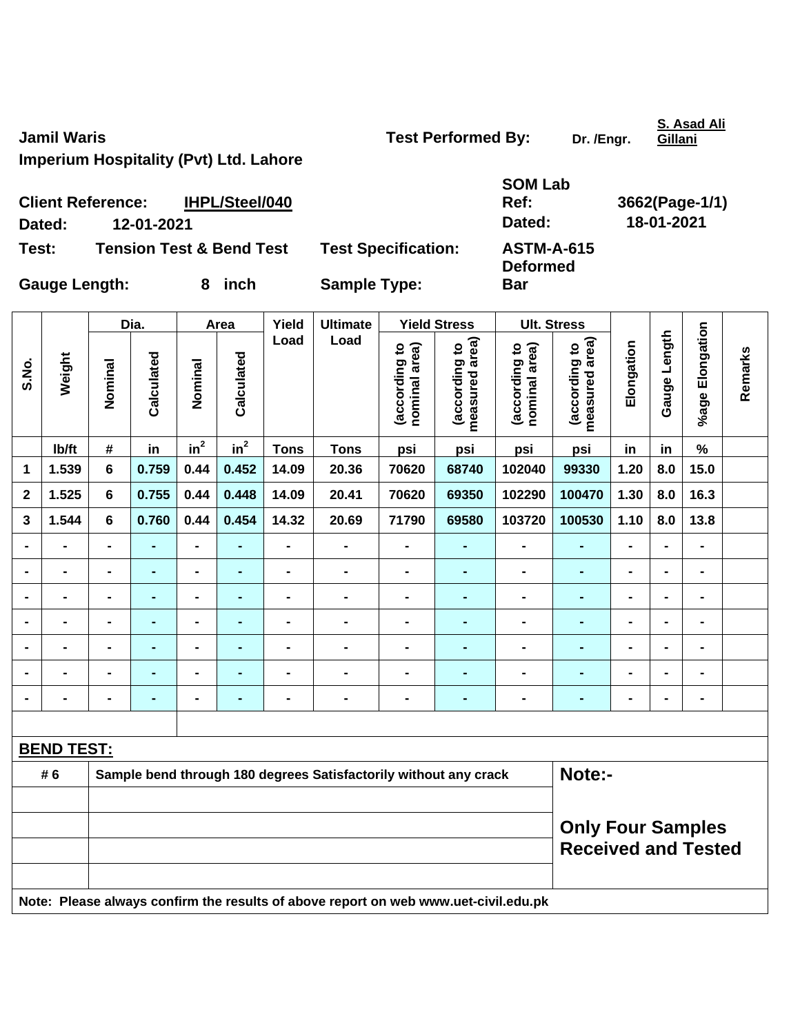**Jamil Waris**

**Imperium Hospitality (Pvt) Ltd. Lahore**

**Test Performed By:** Dr. /Engr. S. Asad Ali Gillani

| | | | |
|---|---|---|---|
| **Client Reference:** | **IHPL/Steel/040** | **SOM Lab Ref:** | **3662(Page-1/1)** |
| **Dated:** | **12-01-2021** | **Dated:** | **18-01-2021** |
| **Test:** | **Tension Test & Bend Test** | **Test Specification:** | **ASTM-A-615** |
| **Gauge Length:** | **8 inch** | **Sample Type:** | **Deformed Bar** |

| S.No. | Weight | Dia. | | Area | | Yield Load | Ultimate Load | Yield Stress | | Ult. Stress | | Elongation | Gauge Length | %age Elongation | Remarks |
|---|---|---|---|---|---|---|---|---|---|---|---|---|---|---|---|
| | | Nominal | Calculated | Nominal | Calculated | | | (according to nominal area) | (according to measured area) | (according to nominal area) | (according to measured area) | | | | |
| | lb/ft | # | in | $in^2$ | $in^2$ | Tons | Tons | psi | psi | psi | psi | in | in | % | |
| 1 | 1.539 | 6 | 0.759 | 0.44 | 0.452 | 14.09 | 20.36 | 70620 | 68740 | 102040 | 99330 | 1.20 | 8.0 | 15.0 | |
| 2 | 1.525 | 6 | 0.755 | 0.44 | 0.448 | 14.09 | 20.41 | 70620 | 69350 | 102290 | 100470 | 1.30 | 8.0 | 16.3 | |
| 3 | 1.544 | 6 | 0.760 | 0.44 | 0.454 | 14.32 | 20.69 | 71790 | 69580 | 103720 | 100530 | 1.10 | 8.0 | 13.8 | |
| - | - | - | - | - | - | - | - | - | - | - | - | - | - | - | |
| - | - | - | - | - | - | - | - | - | - | - | - | - | - | - | |
| - | - | - | - | - | - | - | - | - | - | - | - | - | - | - | |
| - | - | - | - | - | - | - | - | - | - | - | - | - | - | - | |
| - | - | - | - | - | - | - | - | - | - | - | - | - | - | - | |
| - | - | - | - | - | - | - | - | - | - | - | - | - | - | - | |
| - | - | - | - | - | - | - | - | - | - | - | - | - | - | - | |

**BEND TEST:**

| | | |
|---|---|---|
| # 6 | Sample bend through 180 degrees Satisfactorily without any crack | **Note:-** **Only Four Samples Received and Tested** |

**Note: Please always confirm the results of above report on web www.uet-civil.edu.pk**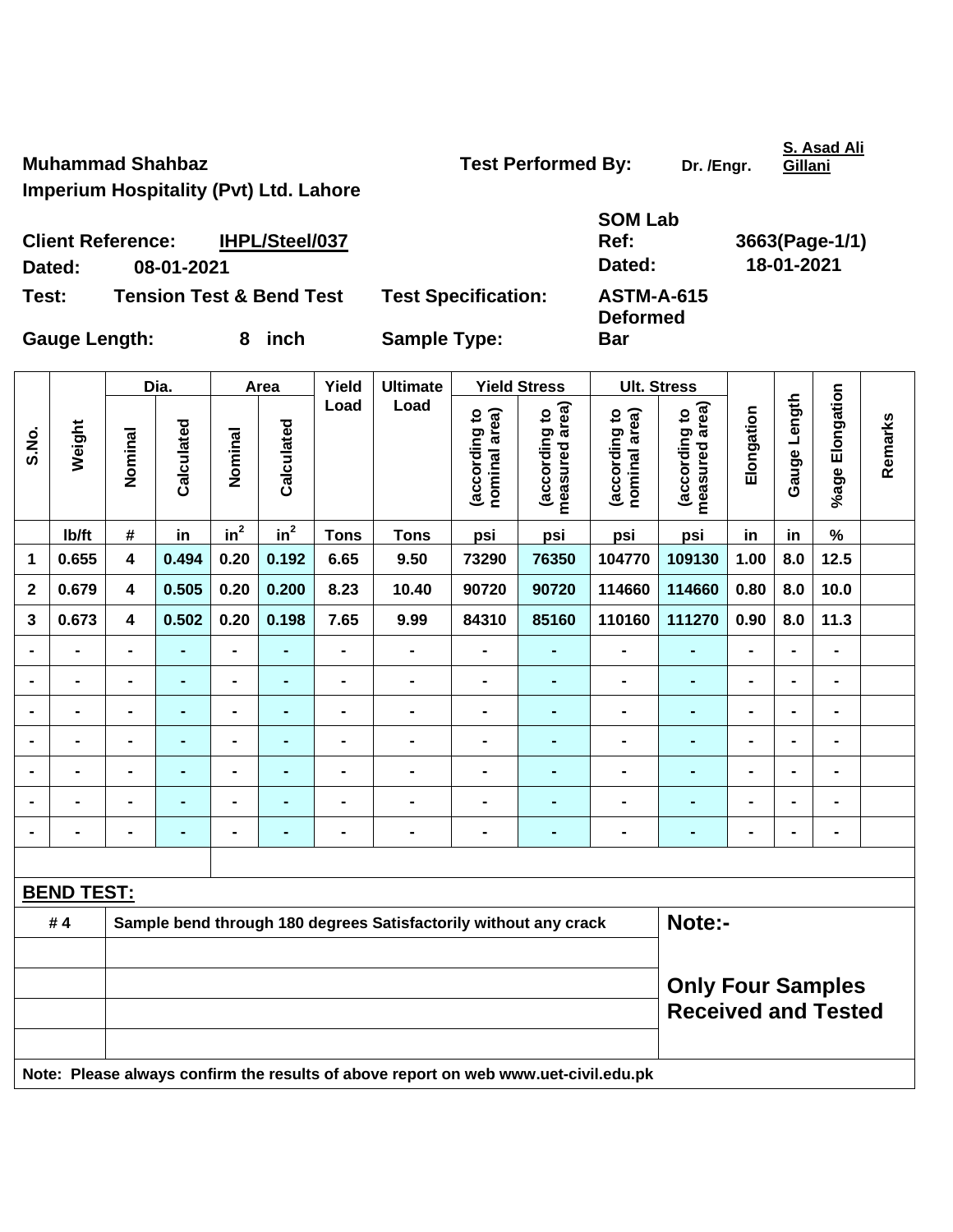Muhammad Shahbaz
Imperium Hospitality (Pvt) Ltd. Lahore

Test Performed By: Dr. /Engr. S. Asad Ali Gillani

Client Reference: IHPL/Steel/037
Dated: 08-01-2021

SOM Lab Ref: 3663(Page-1/1)
Dated: 18-01-2021

Test: Tension Test & Bend Test
Test Specification: ASTM-A-615

Gauge Length: 8 inch
Sample Type: Deformed Bar

| S.No. | Weight | Dia. | | Area | | Yield Load | Ultimate Load | Yield Stress | | Ult. Stress | | Elongation | Gauge Length | %age Elongation | Remarks |
|---|---|---|---|---|---|---|---|---|---|---|---|---|---|---|---|
| | | Nominal | Calculated | Nominal | Calculated | | | (according to nominal area) | (according to measured area) | (according to nominal area) | (according to measured area) | | | | |
| | lb/ft | # | in | $in^2$ | $in^2$ | Tons | Tons | psi | psi | psi | psi | in | in | % | |
| 1 | 0.655 | 4 | 0.494 | 0.20 | 0.192 | 6.65 | 9.50 | 73290 | 76350 | 104770 | 109130 | 1.00 | 8.0 | 12.5 | |
| 2 | 0.679 | 4 | 0.505 | 0.20 | 0.200 | 8.23 | 10.40 | 90720 | 90720 | 114660 | 114660 | 0.80 | 8.0 | 10.0 | |
| 3 | 0.673 | 4 | 0.502 | 0.20 | 0.198 | 7.65 | 9.99 | 84310 | 85160 | 110160 | 111270 | 0.90 | 8.0 | 11.3 | |
| - | - | - | - | - | - | - | - | - | - | - | - | - | - | - | |
| - | - | - | - | - | - | - | - | - | - | - | - | - | - | - | |
| - | - | - | - | - | - | - | - | - | - | - | - | - | - | - | |
| - | - | - | - | - | - | - | - | - | - | - | - | - | - | - | |
| - | - | - | - | - | - | - | - | - | - | - | - | - | - | - | |
| - | - | - | - | - | - | - | - | - | - | - | - | - | - | - | |
| - | - | - | - | - | - | - | - | - | - | - | - | - | - | - | |

**BEND TEST:**

| | |
|---|---|
| # 4 | Sample bend through 180 degrees Satisfactorily without any crack |

**Note:-**

**Only Four Samples Received and Tested**

Note: Please always confirm the results of above report on web www.uet-civil.edu.pk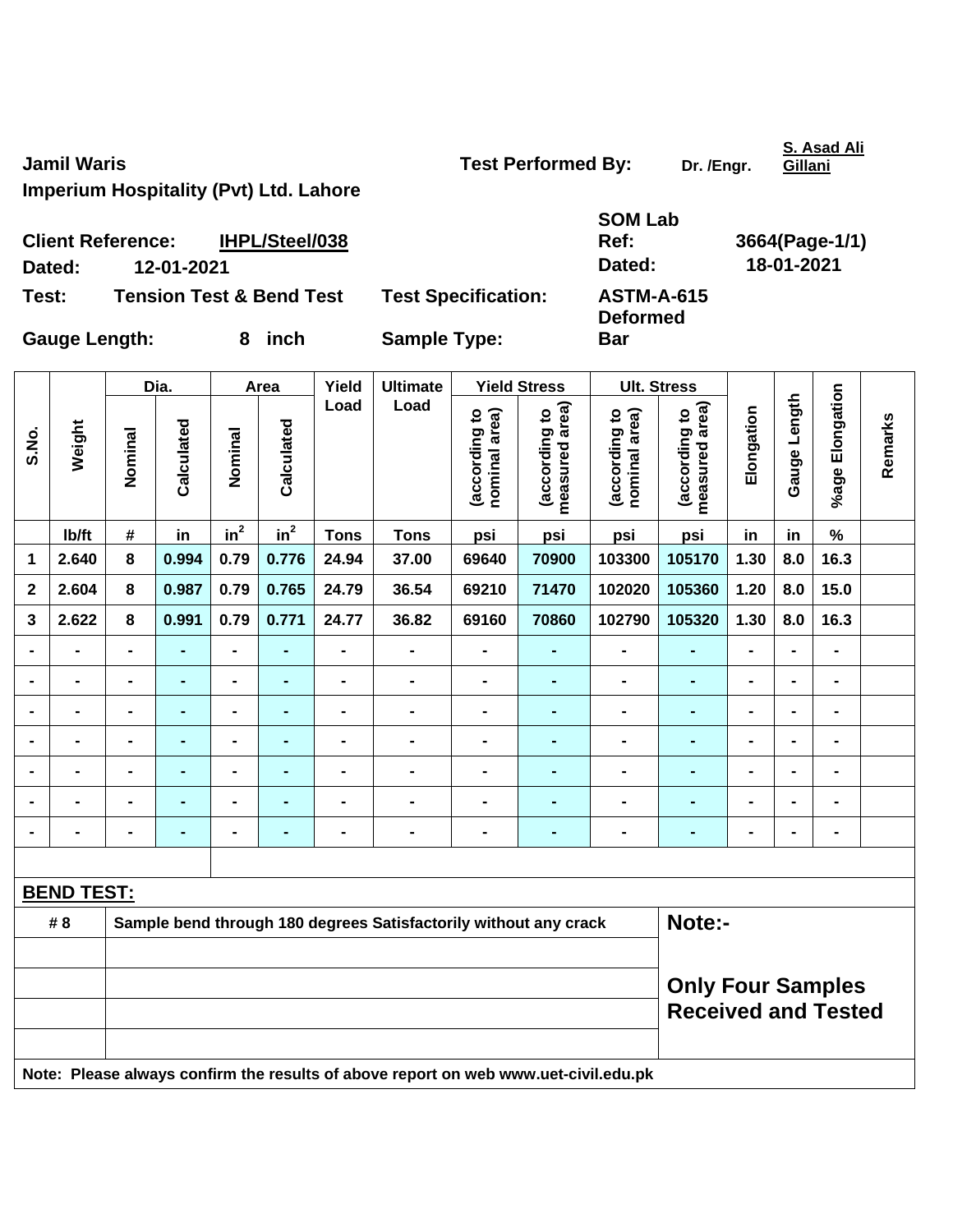**Jamil Waris**

**Imperium Hospitality (Pvt) Ltd. Lahore**

**Test Performed By:** Dr. /Engr. **S. Asad Ali Gillani**

**Client Reference:** IHPL/Steel/038

**Dated:** 12-01-2021

**SOM Lab Ref:** 3664(Page-1/1)

**Dated:** 18-01-2021

**Test:** Tension Test & Bend Test

**Test Specification:** ASTM-A-615

**Gauge Length:** 8 inch

**Sample Type:** Deformed Bar

| S.No. | Weight | Dia. | | Area | | Yield Load | Ultimate Load | Yield Stress | | Ult. Stress | | Elongation | Gauge Length | %age Elongation | Remarks |
|---|---|---|---|---|---|---|---|---|---|---|---|---|---|---|---|
| | | Nominal | Calculated | Nominal | Calculated | | | (according to nominal area) | (according to measured area) | (according to nominal area) | (according to measured area) | | | | |
| | lb/ft | # | in | $in^2$ | $in^2$ | Tons | Tons | psi | psi | psi | psi | in | in | % | |
| 1 | 2.640 | 8 | 0.994 | 0.79 | 0.776 | 24.94 | 37.00 | 69640 | 70900 | 103300 | 105170 | 1.30 | 8.0 | 16.3 | |
| 2 | 2.604 | 8 | 0.987 | 0.79 | 0.765 | 24.79 | 36.54 | 69210 | 71470 | 102020 | 105360 | 1.20 | 8.0 | 15.0 | |
| 3 | 2.622 | 8 | 0.991 | 0.79 | 0.771 | 24.77 | 36.82 | 69160 | 70860 | 102790 | 105320 | 1.30 | 8.0 | 16.3 | |
| - | - | - | - | - | - | - | - | - | - | - | - | - | - | - | |
| - | - | - | - | - | - | - | - | - | - | - | - | - | - | - | |
| - | - | - | - | - | - | - | - | - | - | - | - | - | - | - | |
| - | - | - | - | - | - | - | - | - | - | - | - | - | - | - | |
| - | - | - | - | - | - | - | - | - | - | - | - | - | - | - | |
| - | - | - | - | - | - | - | - | - | - | - | - | - | - | - | |
| - | - | - | - | - | - | - | - | - | - | - | - | - | - | - | |

**BEND TEST:**

| | | |
|---|---|---|
| # 8 | Sample bend through 180 degrees Satisfactorily without any crack | **Note:-** |
| | | |
| | | **Only Four Samples Received and Tested** |

**Note: Please always confirm the results of above report on web www.uet-civil.edu.pk**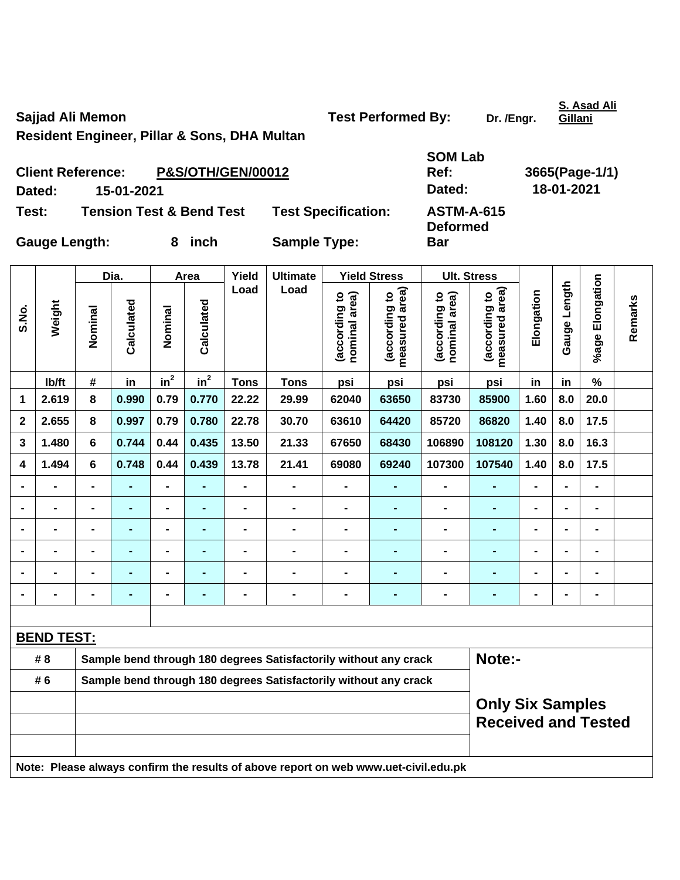Sajjad Ali Memon

Resident Engineer, Pillar & Sons, DHA Multan

Test Performed By: Dr. /Engr. S. Asad Ali Gillani

Client Reference: **P&S/OTH/GEN/00012**

Dated: 15-01-2021

SOM Lab Ref: 3665(Page-1/1)

Dated: 18-01-2021

Test: Tension Test & Bend Test

Test Specification: ASTM-A-615

Gauge Length: 8 inch

Sample Type: Deformed Bar

| S.No. | Weight | Dia. | | Area | | Yield Load | Ultimate Load | Yield Stress | | Ult. Stress | | Elongation | Gauge Length | %age Elongation | Remarks |
|---|---|---|---|---|---|---|---|---|---|---|---|---|---|---|---|
| | | Nominal | Calculated | Nominal | Calculated | | | (according to nominal area) | (according to measured area) | (according to nominal area) | (according to measured area) | | | | |
| | lb/ft | # | in | $in^2$ | $in^2$ | Tons | Tons | psi | psi | psi | psi | in | in | % | |
| 1 | 2.619 | 8 | 0.990 | 0.79 | 0.770 | 22.22 | 29.99 | 62040 | 63650 | 83730 | 85900 | 1.60 | 8.0 | 20.0 | |
| 2 | 2.655 | 8 | 0.997 | 0.79 | 0.780 | 22.78 | 30.70 | 63610 | 64420 | 85720 | 86820 | 1.40 | 8.0 | 17.5 | |
| 3 | 1.480 | 6 | 0.744 | 0.44 | 0.435 | 13.50 | 21.33 | 67650 | 68430 | 106890 | 108120 | 1.30 | 8.0 | 16.3 | |
| 4 | 1.494 | 6 | 0.748 | 0.44 | 0.439 | 13.78 | 21.41 | 69080 | 69240 | 107300 | 107540 | 1.40 | 8.0 | 17.5 | |
| - | - | - | - | - | - | - | - | - | - | - | - | - | - | - | |
| - | - | - | - | - | - | - | - | - | - | - | - | - | - | - | |
| - | - | - | - | - | - | - | - | - | - | - | - | - | - | - | |
| - | - | - | - | - | - | - | - | - | - | - | - | - | - | - | |
| - | - | - | - | - | - | - | - | - | - | - | - | - | - | - | |
| - | - | - | - | - | - | - | - | - | - | - | - | - | - | - | |

**BEND TEST:**

| | | |
|---|---|---|
| # 8 | Sample bend through 180 degrees Satisfactorily without any crack | Note:- |
| # 6 | Sample bend through 180 degrees Satisfactorily without any crack | |
| | | Only Six Samples Received and Tested |

Note: Please always confirm the results of above report on web www.uet-civil.edu.pk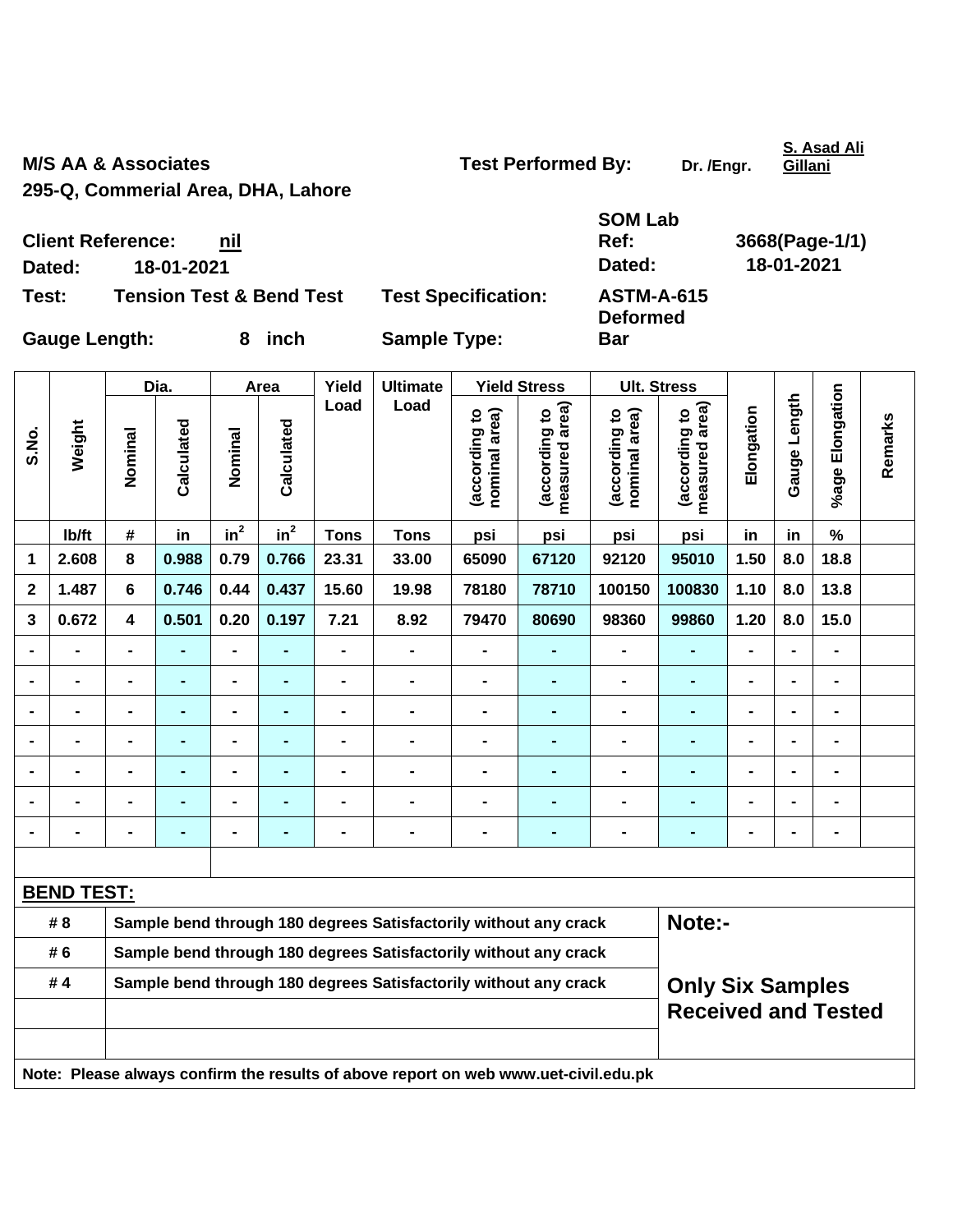**M/S AA & Associates**
**295-Q, Commerial Area, DHA, Lahore**

**Test Performed By:** Dr. /Engr. S. Asad Ali Gillani

| | | | |
|---|---|---|---|
| **Client Reference:** | nil | **SOM Lab Ref:** | 3668(Page-1/1) |
| **Dated:** | 18-01-2021 | **Dated:** | 18-01-2021 |
| **Test:** | Tension Test & Bend Test | **Test Specification:** | ASTM-A-615 |
| **Gauge Length:** | 8 inch | **Sample Type:** | Deformed Bar |

| S.No. | Weight | Dia. | | Area | | Yield Load | Ultimate Load | Yield Stress | | Ult. Stress | | Elongation | Gauge Length | %age Elongation | Remarks |
|---|---|---|---|---|---|---|---|---|---|---|---|---|---|---|---|
| | | Nominal | Calculated | Nominal | Calculated | | | (according to nominal area) | (according to measured area) | (according to nominal area) | (according to measured area) | | | | |
| | lb/ft | # | in | $in^2$ | $in^2$ | Tons | Tons | psi | psi | psi | psi | in | in | % | |
| 1 | 2.608 | 8 | 0.988 | 0.79 | 0.766 | 23.31 | 33.00 | 65090 | 67120 | 92120 | 95010 | 1.50 | 8.0 | 18.8 | |
| 2 | 1.487 | 6 | 0.746 | 0.44 | 0.437 | 15.60 | 19.98 | 78180 | 78710 | 100150 | 100830 | 1.10 | 8.0 | 13.8 | |
| 3 | 0.672 | 4 | 0.501 | 0.20 | 0.197 | 7.21 | 8.92 | 79470 | 80690 | 98360 | 99860 | 1.20 | 8.0 | 15.0 | |
| - | - | - | - | - | - | - | - | - | - | - | - | - | - | - | |
| - | - | - | - | - | - | - | - | - | - | - | - | - | - | - | |
| - | - | - | - | - | - | - | - | - | - | - | - | - | - | - | |
| - | - | - | - | - | - | - | - | - | - | - | - | - | - | - | |
| - | - | - | - | - | - | - | - | - | - | - | - | - | - | - | |
| - | - | - | - | - | - | - | - | - | - | - | - | - | - | - | |
| - | - | - | - | - | - | - | - | - | - | - | - | - | - | - | |

**BEND TEST:**

| | | |
|---|---|---|
| # 8 | Sample bend through 180 degrees Satisfactorily without any crack | **Note:-** |
| # 6 | Sample bend through 180 degrees Satisfactorily without any crack | |
| # 4 | Sample bend through 180 degrees Satisfactorily without any crack | **Only Six Samples Received and Tested** |

**Note: Please always confirm the results of above report on web www.uet-civil.edu.pk**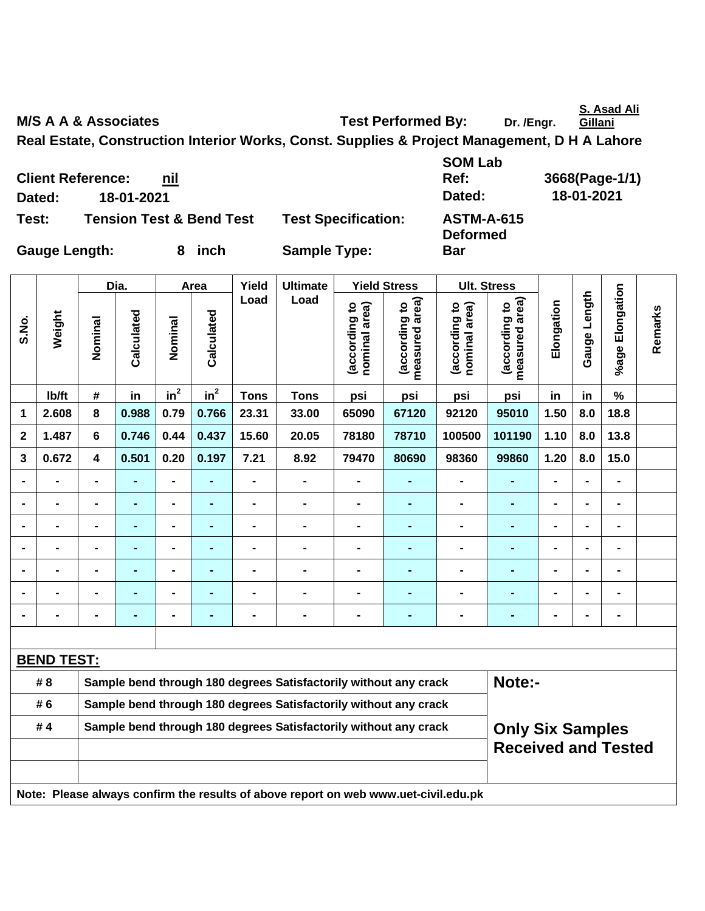**M/S A A & Associates** **Test Performed By:** Dr. /Engr. S. Asad Ali Gillani

**Real Estate, Construction Interior Works, Const. Supplies & Project Management, D H A Lahore**

| | | | |
|---|---|---|---|
| **Client Reference:** | **nil** | **SOM Lab Ref:** | **3668(Page-1/1)** |
| **Dated:** | **18-01-2021** | **Dated:** | **18-01-2021** |
| **Test:** | **Tension Test & Bend Test** | **Test Specification:** | **ASTM-A-615** |
| **Gauge Length:** | **8 inch** | **Sample Type:** | **Deformed Bar** |

| S.No. | Weight | Dia. | | Area | | Yield Load | Ultimate Load | Yield Stress | | Ult. Stress | | Elongation | Gauge Length | %age Elongation | Remarks |
|---|---|---|---|---|---|---|---|---|---|---|---|---|---|---|---|
| | | Nominal | Calculated | Nominal | Calculated | | | (according to nominal area) | (according to measured area) | (according to nominal area) | (according to measured area) | | | | |
| | lb/ft | # | in | $in^2$ | $in^2$ | Tons | Tons | psi | psi | psi | psi | in | in | % | |
| 1 | 2.608 | 8 | 0.988 | 0.79 | 0.766 | 23.31 | 33.00 | 65090 | 67120 | 92120 | 95010 | 1.50 | 8.0 | 18.8 | |
| 2 | 1.487 | 6 | 0.746 | 0.44 | 0.437 | 15.60 | 20.05 | 78180 | 78710 | 100500 | 101190 | 1.10 | 8.0 | 13.8 | |
| 3 | 0.672 | 4 | 0.501 | 0.20 | 0.197 | 7.21 | 8.92 | 79470 | 80690 | 98360 | 99860 | 1.20 | 8.0 | 15.0 | |
| - | - | - | - | - | - | - | - | - | - | - | - | - | - | - | |
| - | - | - | - | - | - | - | - | - | - | - | - | - | - | - | |
| - | - | - | - | - | - | - | - | - | - | - | - | - | - | - | |
| - | - | - | - | - | - | - | - | - | - | - | - | - | - | - | |
| - | - | - | - | - | - | - | - | - | - | - | - | - | - | - | |
| - | - | - | - | - | - | - | - | - | - | - | - | - | - | - | |
| - | - | - | - | - | - | - | - | - | - | - | - | - | - | - | |

**BEND TEST:**

| | | |
|---|---|---|
| # 8 | Sample bend through 180 degrees Satisfactorily without any crack | **Note:-** |
| # 6 | Sample bend through 180 degrees Satisfactorily without any crack | |
| # 4 | Sample bend through 180 degrees Satisfactorily without any crack | **Only Six Samples Received and Tested** |

**Note: Please always confirm the results of above report on web www.uet-civil.edu.pk**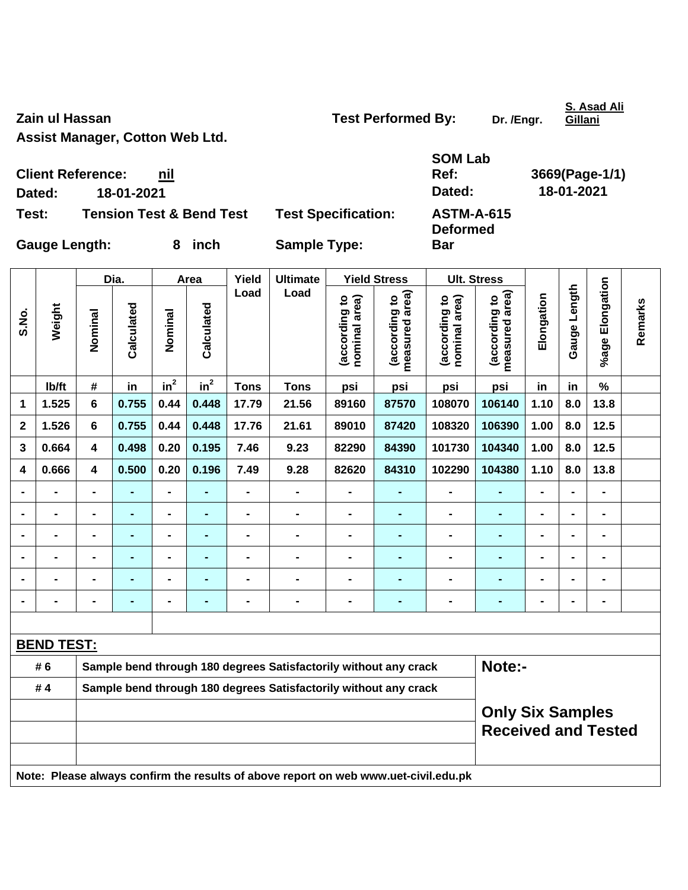Zain ul Hassan

Assist Manager, Cotton Web Ltd.

Test Performed By: Dr. /Engr. S. Asad Ali Gillani

Client Reference: nil

Dated: 18-01-2021

SOM Lab Ref: 3669(Page-1/1)

Dated: 18-01-2021

Test: Tension Test & Bend Test

Test Specification: ASTM-A-615

Gauge Length: 8 inch

Sample Type: Deformed Bar

| S.No. | Weight | Dia. | | Area | | Yield Load | Ultimate Load | Yield Stress | | Ult. Stress | | Elongation | Gauge Length | %age Elongation | Remarks |
|---|---|---|---|---|---|---|---|---|---|---|---|---|---|---|---|
| | | Nominal | Calculated | Nominal | Calculated | | | (according to nominal area) | (according to measured area) | (according to nominal area) | (according to measured area) | | | | |
| | lb/ft | # | in | $in^2$ | $in^2$ | Tons | Tons | psi | psi | psi | psi | in | in | % | |
| 1 | 1.525 | 6 | 0.755 | 0.44 | 0.448 | 17.79 | 21.56 | 89160 | 87570 | 108070 | 106140 | 1.10 | 8.0 | 13.8 | |
| 2 | 1.526 | 6 | 0.755 | 0.44 | 0.448 | 17.76 | 21.61 | 89010 | 87420 | 108320 | 106390 | 1.00 | 8.0 | 12.5 | |
| 3 | 0.664 | 4 | 0.498 | 0.20 | 0.195 | 7.46 | 9.23 | 82290 | 84390 | 101730 | 104340 | 1.00 | 8.0 | 12.5 | |
| 4 | 0.666 | 4 | 0.500 | 0.20 | 0.196 | 7.49 | 9.28 | 82620 | 84310 | 102290 | 104380 | 1.10 | 8.0 | 13.8 | |
| - | - | - | - | - | - | - | - | - | - | - | - | - | - | - | |
| - | - | - | - | - | - | - | - | - | - | - | - | - | - | - | |
| - | - | - | - | - | - | - | - | - | - | - | - | - | - | - | |
| - | - | - | - | - | - | - | - | - | - | - | - | - | - | - | |
| - | - | - | - | - | - | - | - | - | - | - | - | - | - | - | |
| - | - | - | - | - | - | - | - | - | - | - | - | - | - | - | |

## BEND TEST:

| | | |
|---|---|---|
| # 6 | Sample bend through 180 degrees Satisfactorily without any crack | Note:- |
| # 4 | Sample bend through 180 degrees Satisfactorily without any crack | |
| | | Only Six Samples Received and Tested |

Note: Please always confirm the results of above report on web www.uet-civil.edu.pk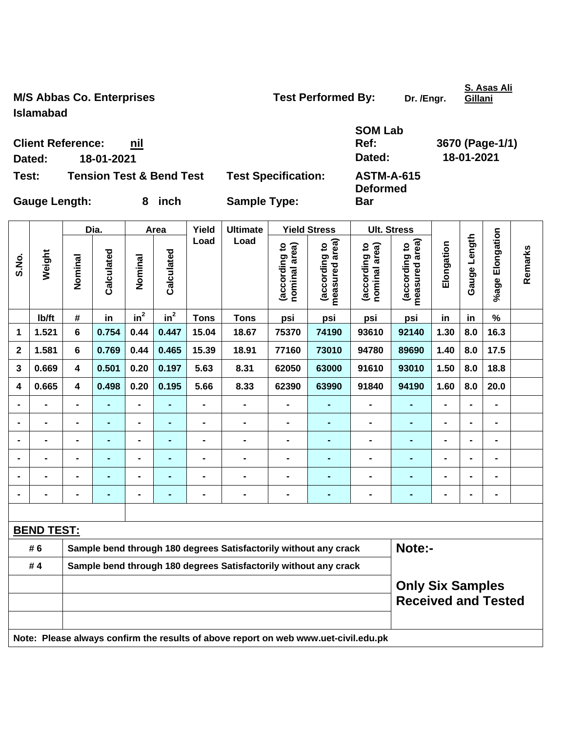**M/S Abbas Co. Enterprises**
**Islamabad**

**Test Performed By:** Dr. /Engr. S. Asas Ali Gillani

**Client Reference:** nil
**Dated:** 18-01-2021

**SOM Lab Ref:** 3670 (Page-1/1)
**Dated:** 18-01-2021

**Test:** Tension Test & Bend Test
**Test Specification:** ASTM-A-615

**Gauge Length:** 8 inch
**Sample Type:** Deformed Bar

| S.No. | Weight | Dia. | | Area | | Yield Load | Ultimate Load | Yield Stress | | Ult. Stress | | Elongation | Gauge Length | %age Elongation | Remarks |
|---|---|---|---|---|---|---|---|---|---|---|---|---|---|---|---|
| | | Nominal | Calculated | Nominal | Calculated | | | (according to nominal area) | (according to measured area) | (according to nominal area) | (according to measured area) | | | | |
| | lb/ft | # | in | $in^2$ | $in^2$ | Tons | Tons | psi | psi | psi | psi | in | in | % | |
| 1 | 1.521 | 6 | 0.754 | 0.44 | 0.447 | 15.04 | 18.67 | 75370 | 74190 | 93610 | 92140 | 1.30 | 8.0 | 16.3 | |
| 2 | 1.581 | 6 | 0.769 | 0.44 | 0.465 | 15.39 | 18.91 | 77160 | 73010 | 94780 | 89690 | 1.40 | 8.0 | 17.5 | |
| 3 | 0.669 | 4 | 0.501 | 0.20 | 0.197 | 5.63 | 8.31 | 62050 | 63000 | 91610 | 93010 | 1.50 | 8.0 | 18.8 | |
| 4 | 0.665 | 4 | 0.498 | 0.20 | 0.195 | 5.66 | 8.33 | 62390 | 63990 | 91840 | 94190 | 1.60 | 8.0 | 20.0 | |
| - | - | - | - | - | - | - | - | - | - | - | - | - | - | - | |
| - | - | - | - | - | - | - | - | - | - | - | - | - | - | - | |
| - | - | - | - | - | - | - | - | - | - | - | - | - | - | - | |
| - | - | - | - | - | - | - | - | - | - | - | - | - | - | - | |
| - | - | - | - | - | - | - | - | - | - | - | - | - | - | - | |
| - | - | - | - | - | - | - | - | - | - | - | - | - | - | - | |

**BEND TEST:**

| | | |
|---|---|---|
| # 6 | Sample bend through 180 degrees Satisfactorily without any crack | Note:- |
| # 4 | Sample bend through 180 degrees Satisfactorily without any crack | |
| | | Only Six Samples Received and Tested |

**Note: Please always confirm the results of above report on web www.uet-civil.edu.pk**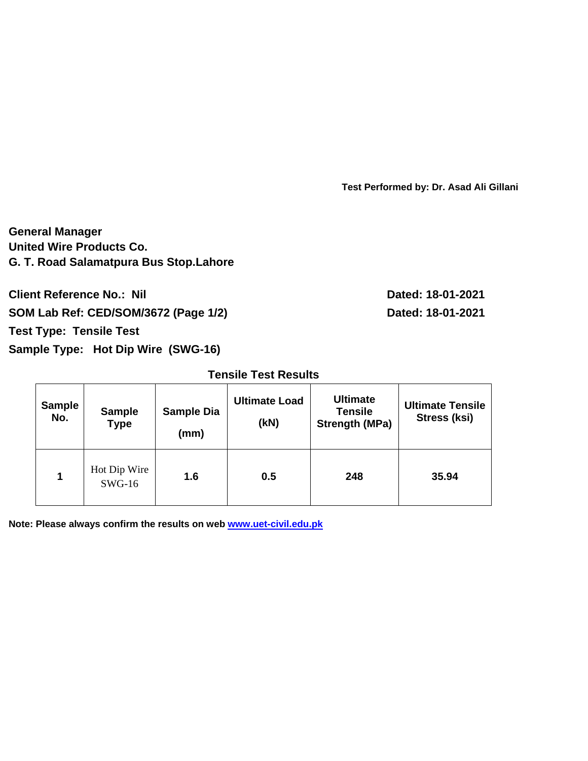**Test Performed by: Dr. Asad Ali Gillani**

**General Manager**
**United Wire Products Co.**
**G. T. Road Salamatpura Bus Stop.Lahore**

**Client Reference No.: Nil** **Dated: 18-01-2021**

**SOM Lab Ref: CED/SOM/3672 (Page 1/2)** **Dated: 18-01-2021**

**Test Type: Tensile Test**

**Sample Type: Hot Dip Wire (SWG-16)**

**Tensile Test Results**

| Sample No. | Sample Type | Sample Dia (mm) | Ultimate Load (kN) | Ultimate Tensile Strength (MPa) | Ultimate Tensile Stress (ksi) |
|---|---|---|---|---|---|
| 1 | Hot Dip Wire SWG-16 | 1.6 | 0.5 | 248 | 35.94 |

**Note: Please always confirm the results on web [www.uet-civil.edu.pk](http://www.uet-civil.edu.pk)**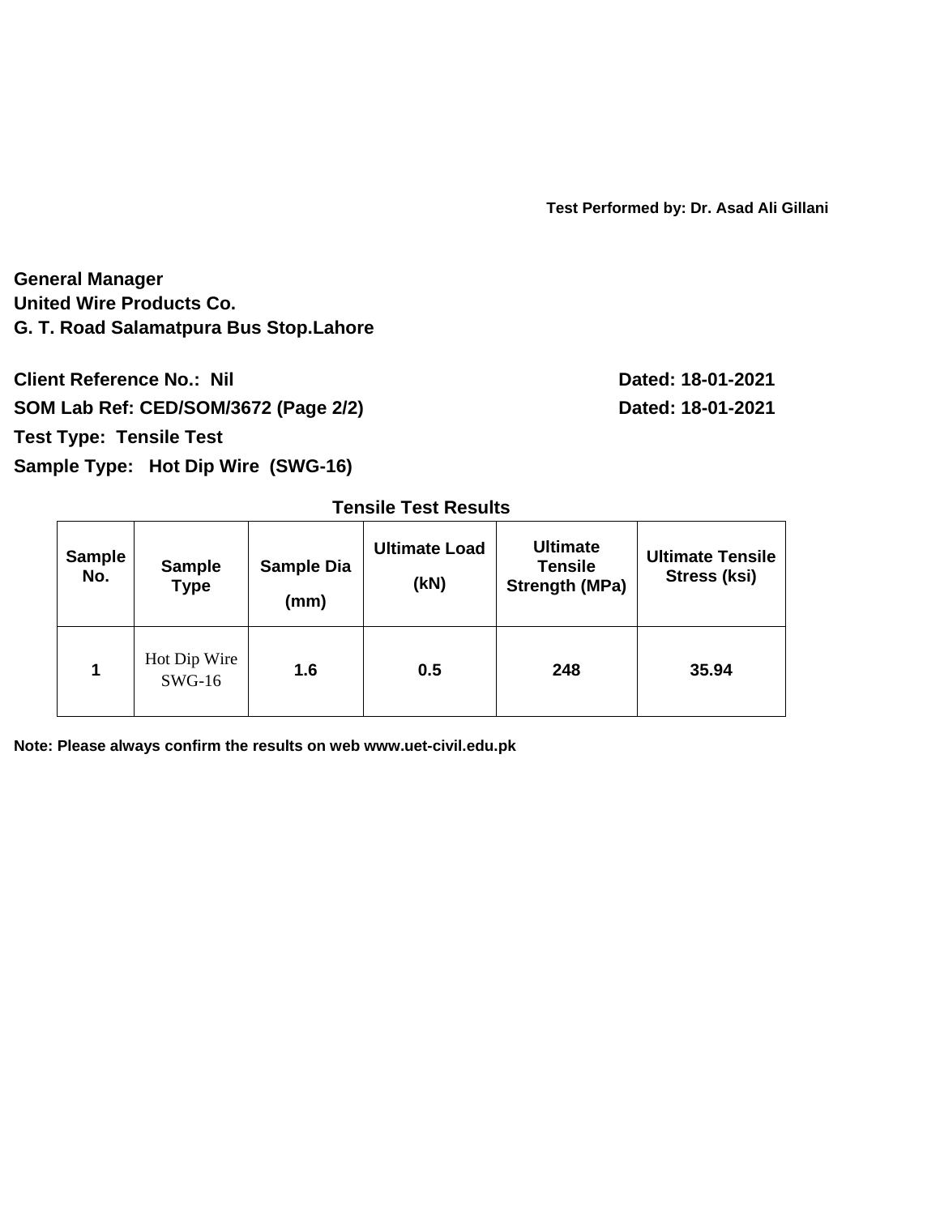**Test Performed by: Dr. Asad Ali Gillani**

**General Manager**
**United Wire Products Co.**
**G. T. Road Salamatpura Bus Stop.Lahore**

**Client Reference No.: Nil** **Dated: 18-01-2021**

**SOM Lab Ref: CED/SOM/3672 (Page 2/2)** **Dated: 18-01-2021**

**Test Type: Tensile Test**

**Sample Type: Hot Dip Wire (SWG-16)**

**Tensile Test Results**

| Sample No. | Sample Type | Sample Dia (mm) | Ultimate Load (kN) | Ultimate Tensile Strength (MPa) | Ultimate Tensile Stress (ksi) |
|---|---|---|---|---|---|
| 1 | Hot Dip Wire SWG-16 | 1.6 | 0.5 | 248 | 35.94 |

**Note: Please always confirm the results on web www.uet-civil.edu.pk**